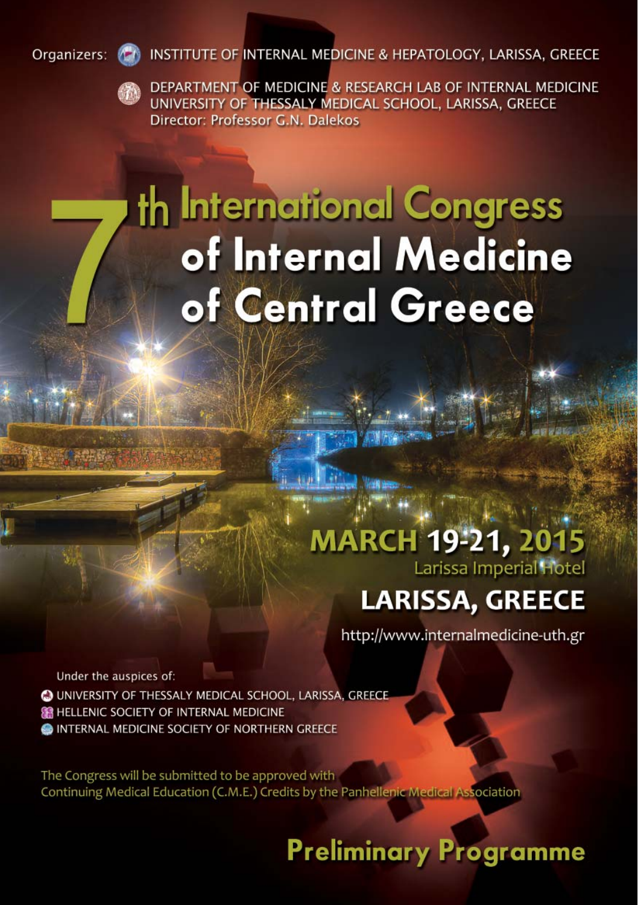Organizers: INSTITUTE OF INTERNAL MEDICINE & HEPATOLOGY, LARISSA, GREECE

DEPARTMENT OF MEDICINE & RESEARCH LAB OF INTERNAL MEDICINE
UNIVERSITY OF THESSALY MEDICAL SCHOOL, LARISSA, GREECE
Director: Professor G.N. Dalekos

# 7th International Congress of Internal Medicine of Central Greece

## MARCH 19-21, 2015

Larissa Imperial Hotel

## LARISSA, GREECE

http://www.internalmedicine-uth.gr

Under the auspices of:

- UNIVERSITY OF THESSALY MEDICAL SCHOOL, LARISSA, GREECE
- HELLENIC SOCIETY OF INTERNAL MEDICINE
- INTERNAL MEDICINE SOCIETY OF NORTHERN GREECE

The Congress will be submitted to be approved with Continuing Medical Education (C.M.E.) Credits by the Panhellenic Medical Association

## Preliminary Programme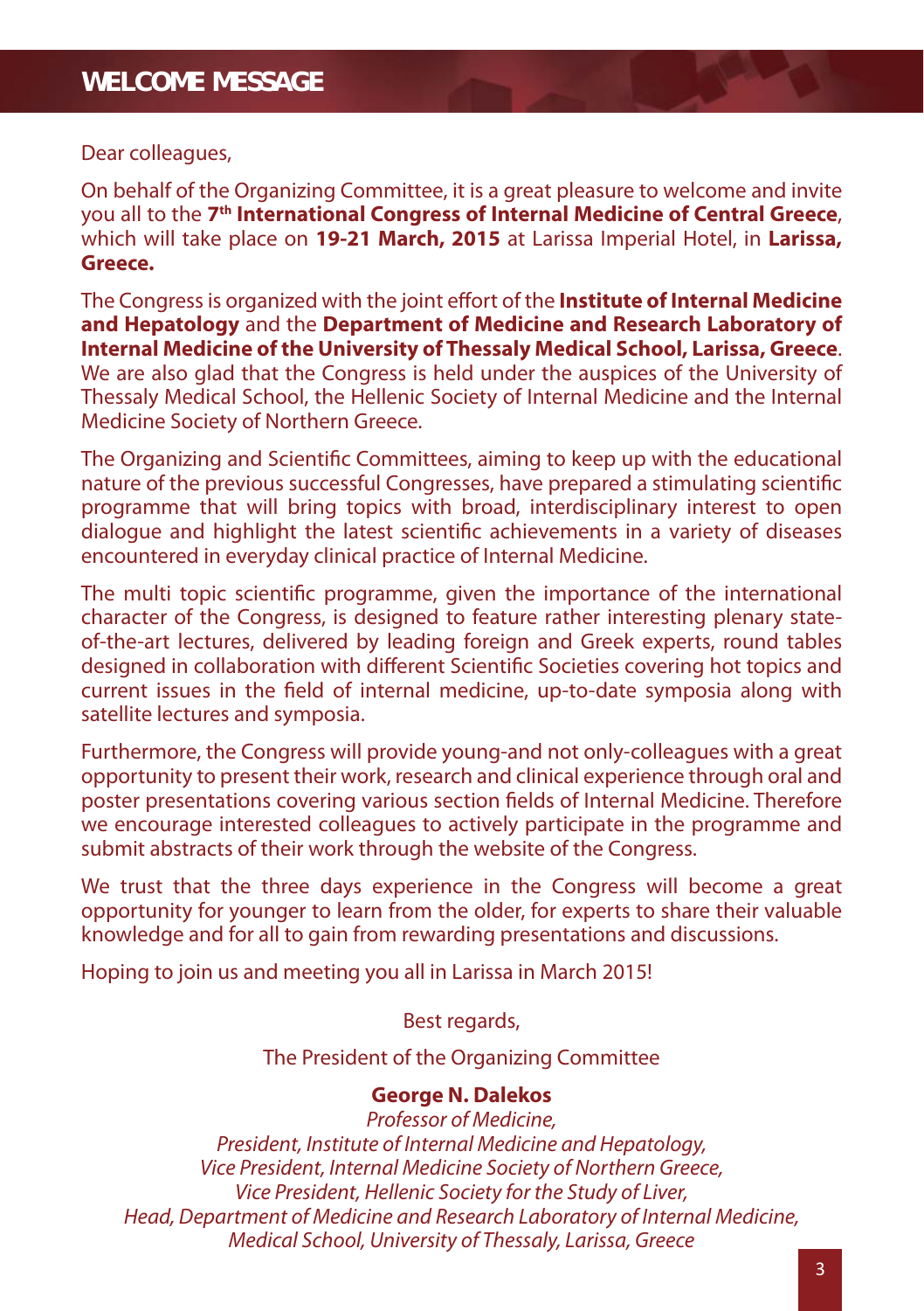## WELCOME MESSAGE

Dear colleagues,

On behalf of the Organizing Committee, it is a great pleasure to welcome and invite you all to the **7th International Congress of Internal Medicine of Central Greece**, which will take place on **19-21 March, 2015** at Larissa Imperial Hotel, in **Larissa, Greece.**

The Congress is organized with the joint effort of the **Institute of Internal Medicine and Hepatology** and the **Department of Medicine and Research Laboratory of Internal Medicine of the University of Thessaly Medical School, Larissa, Greece**. We are also glad that the Congress is held under the auspices of the University of Thessaly Medical School, the Hellenic Society of Internal Medicine and the Internal Medicine Society of Northern Greece.

The Organizing and Scientific Committees, aiming to keep up with the educational nature of the previous successful Congresses, have prepared a stimulating scientific programme that will bring topics with broad, interdisciplinary interest to open dialogue and highlight the latest scientific achievements in a variety of diseases encountered in everyday clinical practice of Internal Medicine.

The multi topic scientific programme, given the importance of the international character of the Congress, is designed to feature rather interesting plenary state-of-the-art lectures, delivered by leading foreign and Greek experts, round tables designed in collaboration with different Scientific Societies covering hot topics and current issues in the field of internal medicine, up-to-date symposia along with satellite lectures and symposia.

Furthermore, the Congress will provide young-and not only-colleagues with a great opportunity to present their work, research and clinical experience through oral and poster presentations covering various section fields of Internal Medicine. Therefore we encourage interested colleagues to actively participate in the programme and submit abstracts of their work through the website of the Congress.

We trust that the three days experience in the Congress will become a great opportunity for younger to learn from the older, for experts to share their valuable knowledge and for all to gain from rewarding presentations and discussions.

Hoping to join us and meeting you all in Larissa in March 2015!

Best regards,

The President of the Organizing Committee

**George N. Dalekos**
*Professor of Medicine,*
*President, Institute of Internal Medicine and Hepatology,*
*Vice President, Internal Medicine Society of Northern Greece,*
*Vice President, Hellenic Society for the Study of Liver,*
*Head, Department of Medicine and Research Laboratory of Internal Medicine,*
*Medical School, University of Thessaly, Larissa, Greece*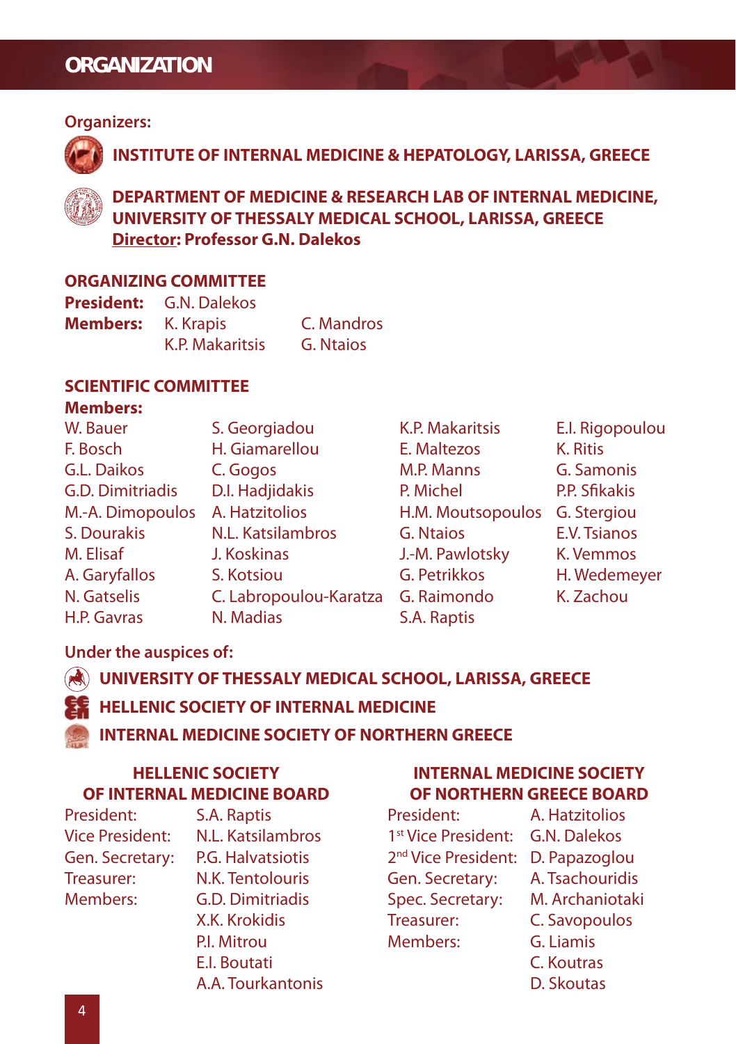# ORGANIZATION

**Organizers:**

**INSTITUTE OF INTERNAL MEDICINE & HEPATOLOGY, LARISSA, GREECE**

**DEPARTMENT OF MEDICINE & RESEARCH LAB OF INTERNAL MEDICINE, UNIVERSITY OF THESSALY MEDICAL SCHOOL, LARISSA, GREECE**
**Director: Professor G.N. Dalekos**

## ORGANIZING COMMITTEE

**President:** G.N. Dalekos

**Members:** K. Krapis, C. Mandros, K.P. Makaritsis, G. Ntaios

## SCIENTIFIC COMMITTEE

**Members:**

W. Bauer
F. Bosch
G.L. Daikos
G.D. Dimitriadis
M.-A. Dimopoulos
S. Dourakis
M. Elisaf
A. Garyfallos
N. Gatselis
H.P. Gavras
S. Georgiadou
H. Giamarellou
C. Gogos
D.I. Hadjidakis
A. Hatzitolios
N.L. Katsilambros
J. Koskinas
S. Kotsiou
C. Labropoulou-Karatza
N. Madias
K.P. Makaritsis
E. Maltezos
M.P. Manns
P. Michel
H.M. Moutsopoulos
G. Ntaios
J.-M. Pawlotsky
G. Petrikkos
G. Raimondo
S.A. Raptis
E.I. Rigopoulou
K. Ritis
G. Samonis
P.P. Sfikakis
G. Stergiou
E.V. Tsianos
K. Vemmos
H. Wedemeyer
K. Zachou

**Under the auspices of:**

**UNIVERSITY OF THESSALY MEDICAL SCHOOL, LARISSA, GREECE**

**HELLENIC SOCIETY OF INTERNAL MEDICINE**

**INTERNAL MEDICINE SOCIETY OF NORTHERN GREECE**

### HELLENIC SOCIETY OF INTERNAL MEDICINE BOARD

| | |
|---|---|
| President: | S.A. Raptis |
| Vice President: | N.L. Katsilambros |
| Gen. Secretary: | P.G. Halvatsiotis |
| Treasurer: | N.K. Tentolouris |
| Members: | G.D. Dimitriadis |
| | X.K. Krokidis |
| | P.I. Mitrou |
| | E.I. Boutati |
| | A.A. Tourkantonis |

### INTERNAL MEDICINE SOCIETY OF NORTHERN GREECE BOARD

| | |
|---|---|
| President: | A. Hatzitolios |
| 1st Vice President: | G.N. Dalekos |
| 2nd Vice President: | D. Papazoglou |
| Gen. Secretary: | A. Tsachouridis |
| Spec. Secretary: | M. Archaniotaki |
| Treasurer: | C. Savopoulos |
| Members: | G. Liamis |
| | C. Koutras |
| | D. Skoutas |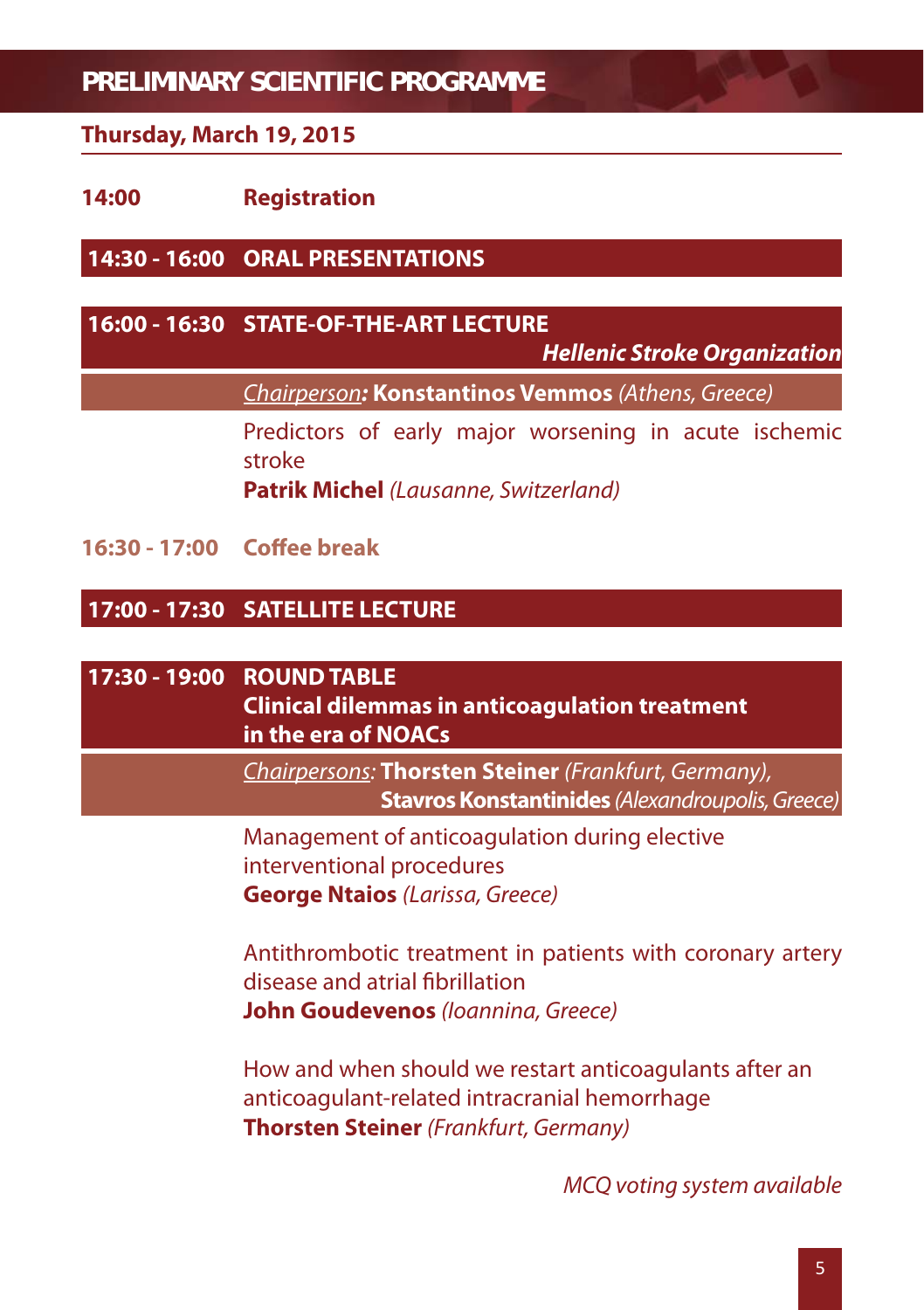# PRELIMINARY SCIENTIFIC PROGRAMME

## Thursday, March 19, 2015

**14:00** **Registration**

**14:30 - 16:00 ORAL PRESENTATIONS**

**16:00 - 16:30 STATE-OF-THE-ART LECTURE**

***Hellenic Stroke Organization***

Chairperson: **Konstantinos Vemmos** *(Athens, Greece)*

Predictors of early major worsening in acute ischemic stroke
**Patrik Michel** *(Lausanne, Switzerland)*

**16:30 - 17:00 Coffee break**

**17:00 - 17:30 SATELLITE LECTURE**

**17:30 - 19:00 ROUND TABLE**
**Clinical dilemmas in anticoagulation treatment in the era of NOACs**

Chairpersons: **Thorsten Steiner** *(Frankfurt, Germany)*, **Stavros Konstantinides** *(Alexandroupolis, Greece)*

Management of anticoagulation during elective interventional procedures
**George Ntaios** *(Larissa, Greece)*

Antithrombotic treatment in patients with coronary artery disease and atrial fibrillation
**John Goudevenos** *(Ioannina, Greece)*

How and when should we restart anticoagulants after an anticoagulant-related intracranial hemorrhage
**Thorsten Steiner** *(Frankfurt, Germany)*

*MCQ voting system available*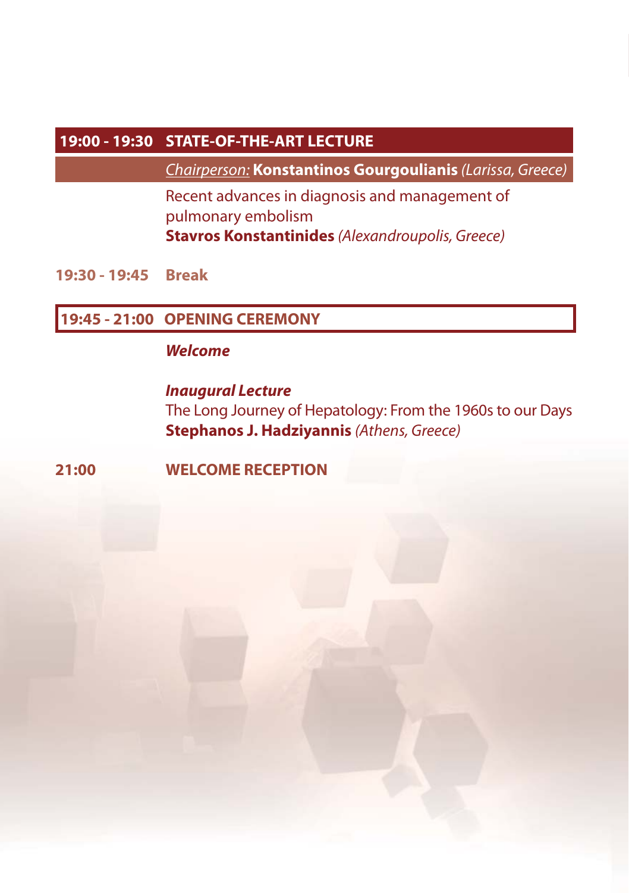## 19:00 - 19:30 STATE-OF-THE-ART LECTURE

*Chairperson:* **Konstantinos Gourgoulianis** *(Larissa, Greece)*

Recent advances in diagnosis and management of pulmonary embolism
**Stavros Konstantinides** *(Alexandroupolis, Greece)*

**19:30 - 19:45 Break**

## 19:45 - 21:00 OPENING CEREMONY

***Welcome***

***Inaugural Lecture***
The Long Journey of Hepatology: From the 1960s to our Days
**Stephanos J. Hadziyannis** *(Athens, Greece)*

**21:00 WELCOME RECEPTION**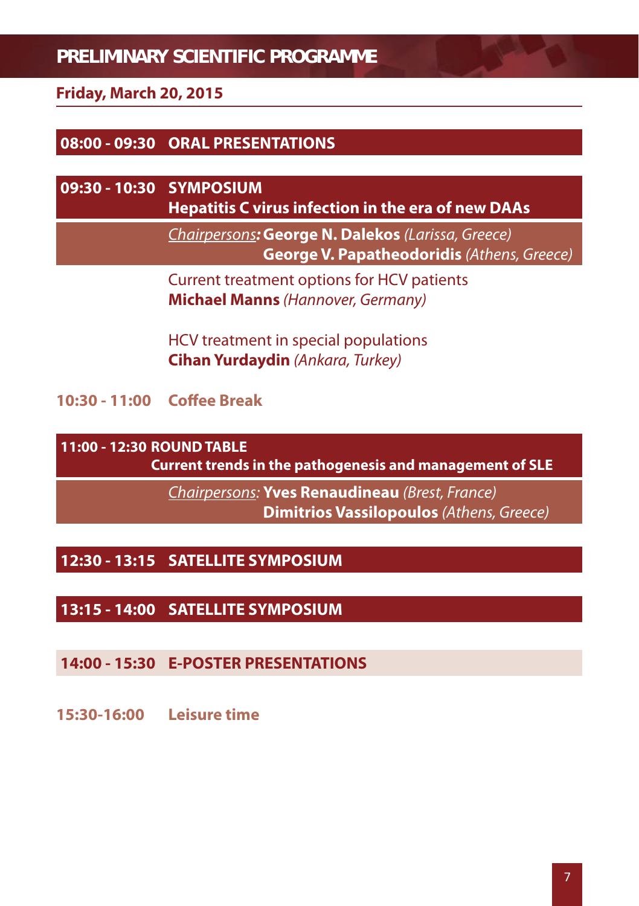# PRELIMINARY SCIENTIFIC PROGRAMME

## Friday, March 20, 2015

### 08:00 - 09:30 ORAL PRESENTATIONS

### 09:30 - 10:30 SYMPOSIUM
**Hepatitis C virus infection in the era of new DAAs**

*Chairpersons:* **George N. Dalekos** *(Larissa, Greece)*
**George V. Papatheodoridis** *(Athens, Greece)*

Current treatment options for HCV patients
**Michael Manns** *(Hannover, Germany)*

HCV treatment in special populations
**Cihan Yurdaydin** *(Ankara, Turkey)*

**10:30 - 11:00 Coffee Break**

### 11:00 - 12:30 ROUND TABLE
**Current trends in the pathogenesis and management of SLE**

*Chairpersons:* **Yves Renaudineau** *(Brest, France)*
**Dimitrios Vassilopoulos** *(Athens, Greece)*

### 12:30 - 13:15 SATELLITE SYMPOSIUM

### 13:15 - 14:00 SATELLITE SYMPOSIUM

### 14:00 - 15:30 E-POSTER PRESENTATIONS

**15:30-16:00 Leisure time**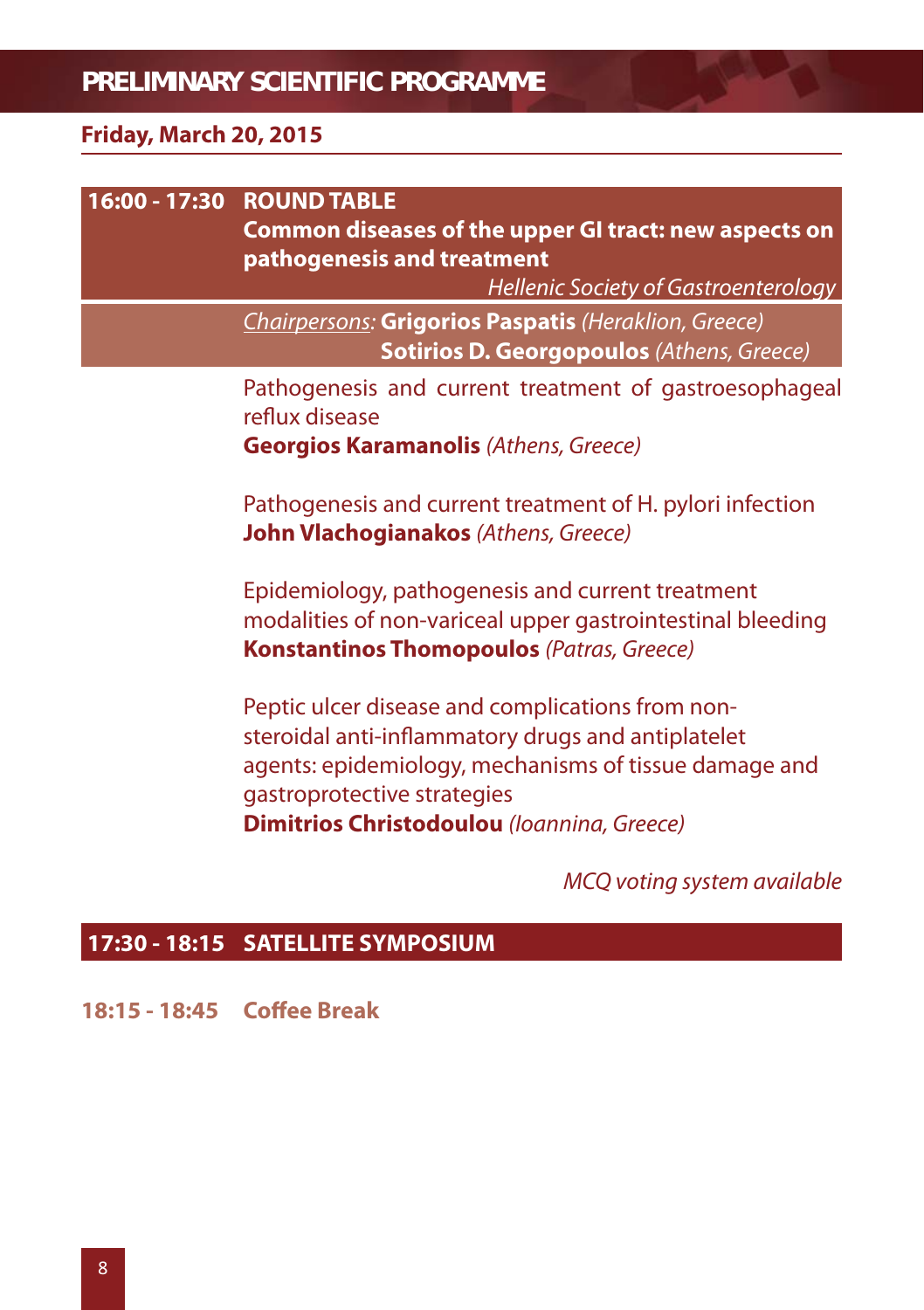## PRELIMINARY SCIENTIFIC PROGRAMME

**Friday, March 20, 2015**

### 16:00 - 17:30 ROUND TABLE

**Common diseases of the upper GI tract: new aspects on pathogenesis and treatment**

*Hellenic Society of Gastroenterology*

Chairpersons: **Grigorios Paspatis** *(Heraklion, Greece)*
**Sotirios D. Georgopoulos** *(Athens, Greece)*

Pathogenesis and current treatment of gastroesophageal reflux disease
**Georgios Karamanolis** *(Athens, Greece)*

Pathogenesis and current treatment of H. pylori infection
**John Vlachogianakos** *(Athens, Greece)*

Epidemiology, pathogenesis and current treatment modalities of non-variceal upper gastrointestinal bleeding
**Konstantinos Thomopoulos** *(Patras, Greece)*

Peptic ulcer disease and complications from non-steroidal anti-inflammatory drugs and antiplatelet agents: epidemiology, mechanisms of tissue damage and gastroprotective strategies
**Dimitrios Christodoulou** *(Ioannina, Greece)*

*MCQ voting system available*

### 17:30 - 18:15 SATELLITE SYMPOSIUM

### 18:15 - 18:45 Coffee Break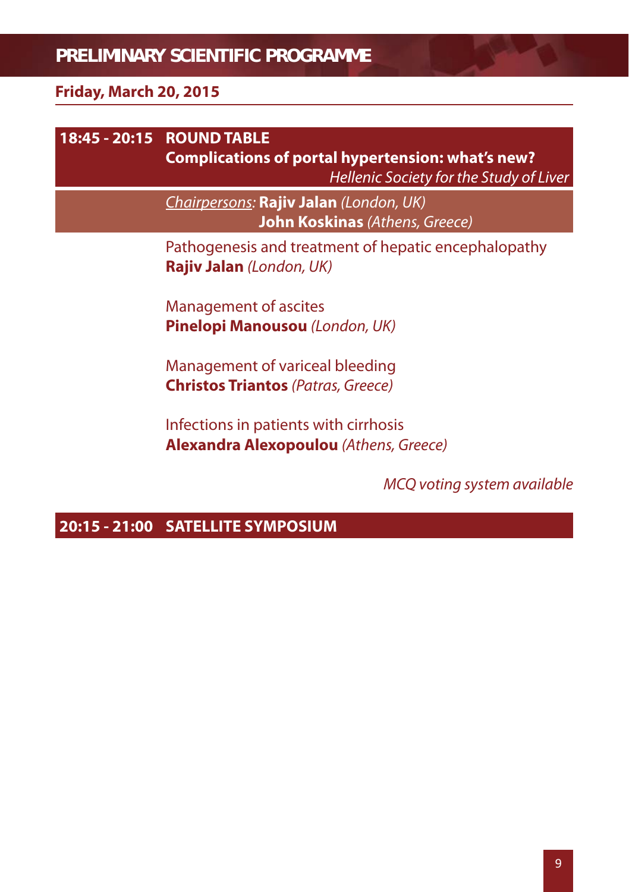## PRELIMINARY SCIENTIFIC PROGRAMME

**Friday, March 20, 2015**

**18:45 - 20:15 ROUND TABLE**
**Complications of portal hypertension: what's new?**
*Hellenic Society for the Study of Liver*

*Chairpersons:* **Rajiv Jalan** *(London, UK)*
**John Koskinas** *(Athens, Greece)*

Pathogenesis and treatment of hepatic encephalopathy
**Rajiv Jalan** *(London, UK)*

Management of ascites
**Pinelopi Manousou** *(London, UK)*

Management of variceal bleeding
**Christos Triantos** *(Patras, Greece)*

Infections in patients with cirrhosis
**Alexandra Alexopoulou** *(Athens, Greece)*

*MCQ voting system available*

**20:15 - 21:00 SATELLITE SYMPOSIUM**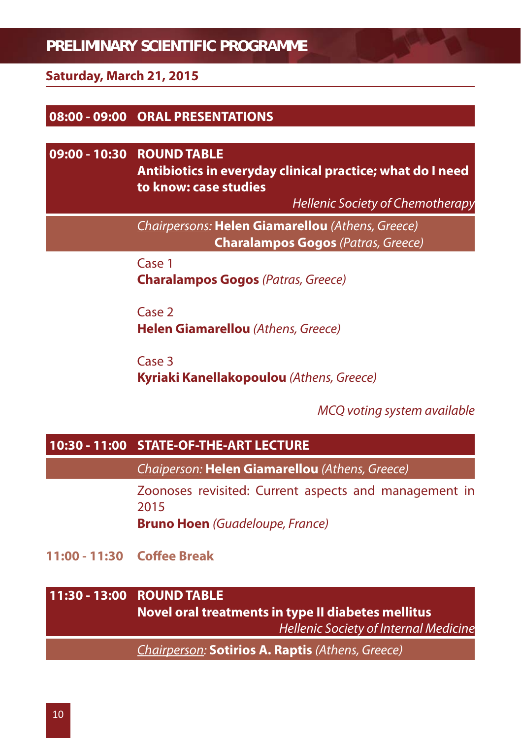# PRELIMINARY SCIENTIFIC PROGRAMME

**Saturday, March 21, 2015**

## 08:00 - 09:00 ORAL PRESENTATIONS

## 09:00 - 10:30 ROUND TABLE

**Antibiotics in everyday clinical practice; what do I need to know: case studies**

*Hellenic Society of Chemotherapy*

*Chairpersons:* **Helen Giamarellou** *(Athens, Greece)*
**Charalampos Gogos** *(Patras, Greece)*

Case 1
**Charalampos Gogos** *(Patras, Greece)*

Case 2
**Helen Giamarellou** *(Athens, Greece)*

Case 3
**Kyriaki Kanellakopoulou** *(Athens, Greece)*

*MCQ voting system available*

## 10:30 - 11:00 STATE-OF-THE-ART LECTURE

*Chaiperson:* **Helen Giamarellou** *(Athens, Greece)*

Zoonoses revisited: Current aspects and management in 2015
**Bruno Hoen** *(Guadeloupe, France)*

**11:00 - 11:30 Coffee Break**

## 11:30 - 13:00 ROUND TABLE

**Novel oral treatments in type II diabetes mellitus**

*Hellenic Society of Internal Medicine*

*Chairperson:* **Sotirios A. Raptis** *(Athens, Greece)*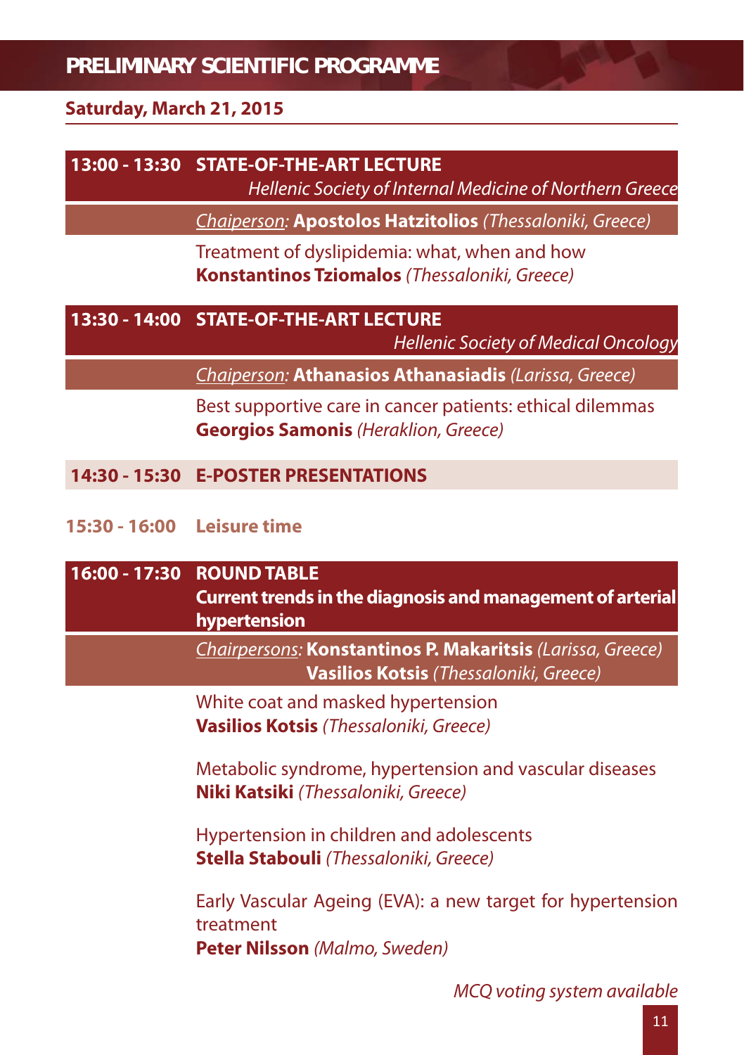## PRELIMINARY SCIENTIFIC PROGRAMME

### Saturday, March 21, 2015

**13:00 - 13:30 STATE-OF-THE-ART LECTURE**
*Hellenic Society of Internal Medicine of Northern Greece*

*Chaiperson:* **Apostolos Hatzitolios** *(Thessaloniki, Greece)*

Treatment of dyslipidemia: what, when and how
**Konstantinos Tziomalos** *(Thessaloniki, Greece)*

**13:30 - 14:00 STATE-OF-THE-ART LECTURE**
*Hellenic Society of Medical Oncology*

*Chaiperson:* **Athanasios Athanasiadis** *(Larissa, Greece)*

Best supportive care in cancer patients: ethical dilemmas
**Georgios Samonis** *(Heraklion, Greece)*

**14:30 - 15:30 E-POSTER PRESENTATIONS**

**15:30 - 16:00 Leisure time**

**16:00 - 17:30 ROUND TABLE**
**Current trends in the diagnosis and management of arterial hypertension**

*Chairpersons:* **Konstantinos P. Makaritsis** *(Larissa, Greece)*
**Vasilios Kotsis** *(Thessaloniki, Greece)*

White coat and masked hypertension
**Vasilios Kotsis** *(Thessaloniki, Greece)*

Metabolic syndrome, hypertension and vascular diseases
**Niki Katsiki** *(Thessaloniki, Greece)*

Hypertension in children and adolescents
**Stella Stabouli** *(Thessaloniki, Greece)*

Early Vascular Ageing (EVA): a new target for hypertension treatment
**Peter Nilsson** *(Malmo, Sweden)*

*MCQ voting system available*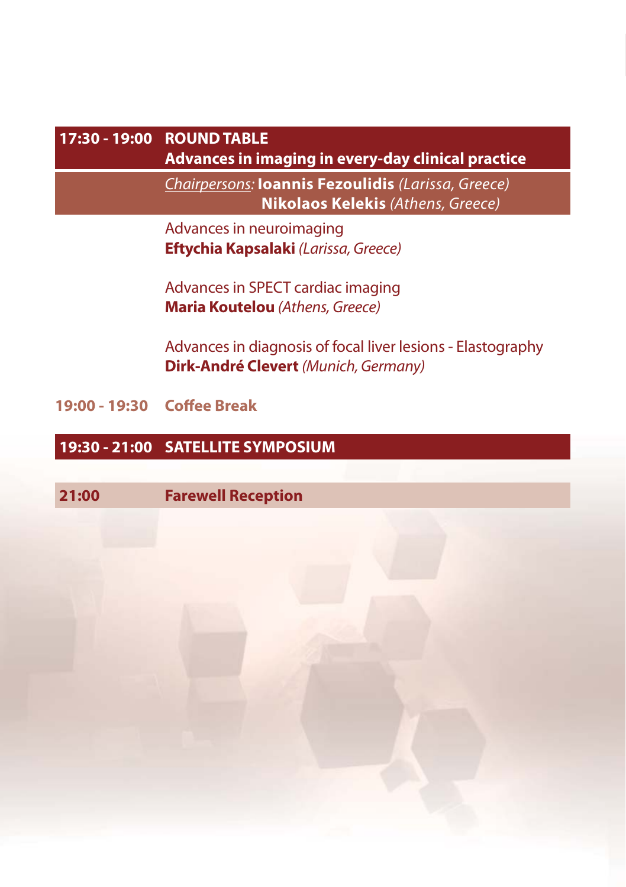**17:30 - 19:00 ROUND TABLE**
**Advances in imaging in every-day clinical practice**

*Chairpersons:* **Ioannis Fezoulidis** *(Larissa, Greece)*
**Nikolaos Kelekis** *(Athens, Greece)*

Advances in neuroimaging
**Eftychia Kapsalaki** *(Larissa, Greece)*

Advances in SPECT cardiac imaging
**Maria Koutelou** *(Athens, Greece)*

Advances in diagnosis of focal liver lesions - Elastography
**Dirk-André Clevert** *(Munich, Germany)*

**19:00 - 19:30 Coffee Break**

**19:30 - 21:00 SATELLITE SYMPOSIUM**

**21:00 Farewell Reception**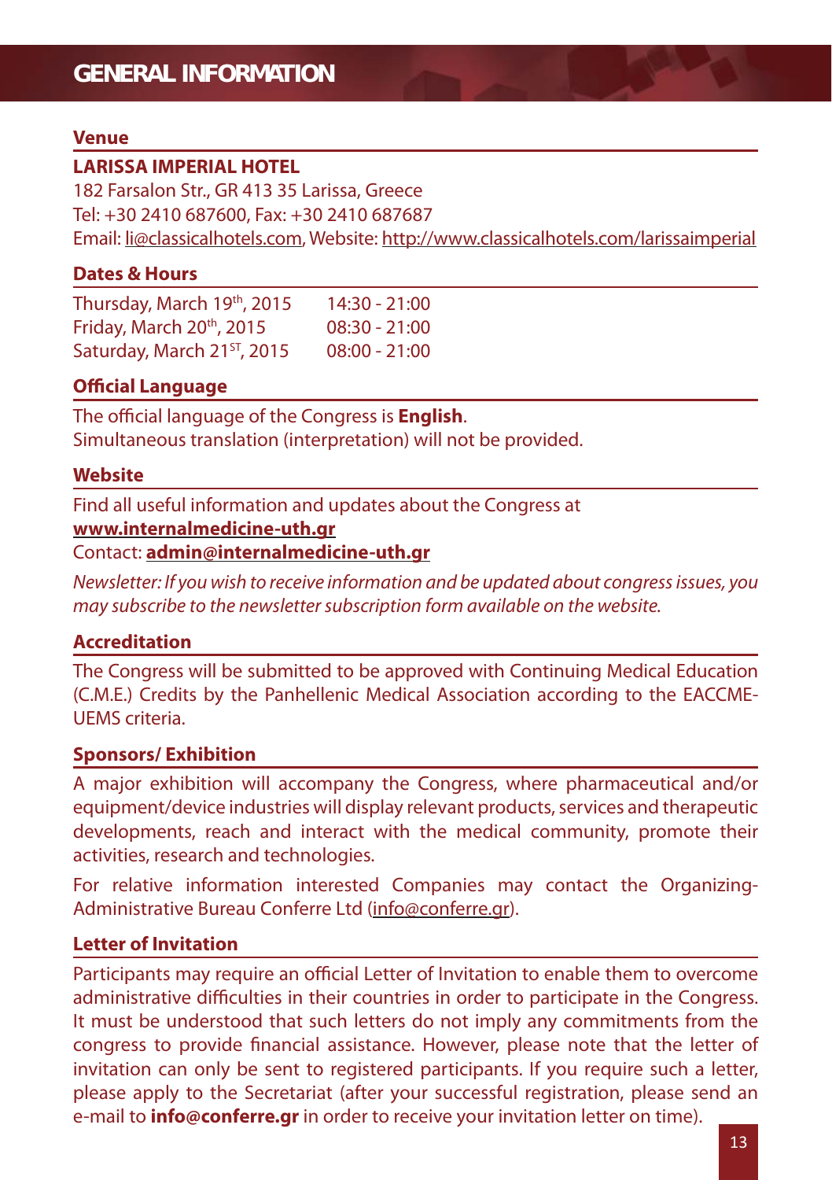# GENERAL INFORMATION

## Venue

**LARISSA IMPERIAL HOTEL**
182 Farsalon Str., GR 413 35 Larissa, Greece
Tel: +30 2410 687600, Fax: +30 2410 687687
Email: li@classicalhotels.com, Website: http://www.classicalhotels.com/larissaimperial

## Dates & Hours

| | |
|---|---|
| Thursday, March 19th, 2015 | 14:30 - 21:00 |
| Friday, March 20th, 2015 | 08:30 - 21:00 |
| Saturday, March 21ST, 2015 | 08:00 - 21:00 |

## Official Language

The official language of the Congress is **English**.
Simultaneous translation (interpretation) will not be provided.

## Website

Find all useful information and updates about the Congress at
**www.internalmedicine-uth.gr**
Contact: **admin@internalmedicine-uth.gr**

*Newsletter: If you wish to receive information and be updated about congress issues, you may subscribe to the newsletter subscription form available on the website.*

## Accreditation

The Congress will be submitted to be approved with Continuing Medical Education (C.M.E.) Credits by the Panhellenic Medical Association according to the EACCME-UEMS criteria.

## Sponsors/ Exhibition

A major exhibition will accompany the Congress, where pharmaceutical and/or equipment/device industries will display relevant products, services and therapeutic developments, reach and interact with the medical community, promote their activities, research and technologies.

For relative information interested Companies may contact the Organizing-Administrative Bureau Conferre Ltd (info@conferre.gr).

## Letter of Invitation

Participants may require an official Letter of Invitation to enable them to overcome administrative difficulties in their countries in order to participate in the Congress. It must be understood that such letters do not imply any commitments from the congress to provide financial assistance. However, please note that the letter of invitation can only be sent to registered participants. If you require such a letter, please apply to the Secretariat (after your successful registration, please send an e-mail to **info@conferre.gr** in order to receive your invitation letter on time).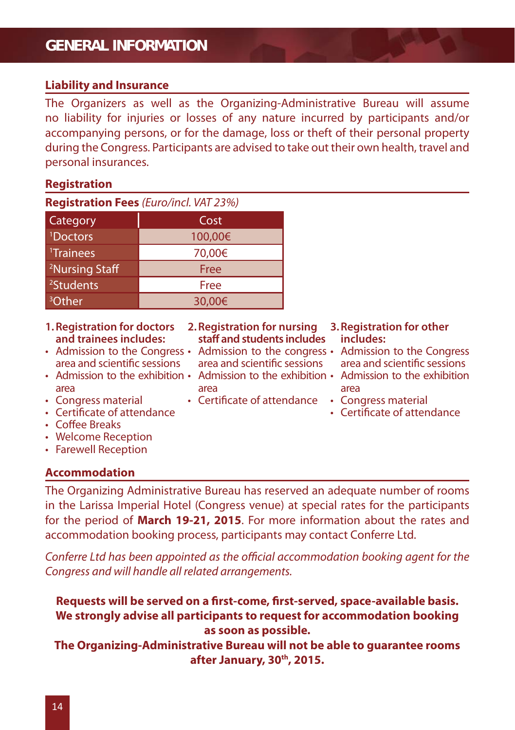# GENERAL INFORMATION

## Liability and Insurance

The Organizers as well as the Organizing-Administrative Bureau will assume no liability for injuries or losses of any nature incurred by participants and/or accompanying persons, or for the damage, loss or theft of their personal property during the Congress. Participants are advised to take out their own health, travel and personal insurances.

## Registration

**Registration Fees** *(Euro/incl. VAT 23%)*

| Category | Cost |
|---|---|
| [1]Doctors | 100,00€ |
| [1]Trainees | 70,00€ |
| [2]Nursing Staff | Free |
| [2]Students | Free |
| [3]Other | 30,00€ |

**1. Registration for doctors and trainees includes:**

- Admission to the Congress area and scientific sessions
- Admission to the exhibition area
- Congress material
- Certificate of attendance
- Coffee Breaks
- Welcome Reception
- Farewell Reception

**2. Registration for nursing staff and students includes**

- Admission to the congress area and scientific sessions
- Admission to the exhibition area
- Certificate of attendance

**3. Registration for other includes:**

- Admission to the Congress area and scientific sessions
- Admission to the exhibition area
- Congress material
- Certificate of attendance

## Accommodation

The Organizing Administrative Bureau has reserved an adequate number of rooms in the Larissa Imperial Hotel (Congress venue) at special rates for the participants for the period of **March 19-21, 2015**. For more information about the rates and accommodation booking process, participants may contact Conferre Ltd.

*Conferre Ltd has been appointed as the official accommodation booking agent for the Congress and will handle all related arrangements.*

**Requests will be served on a first-come, first-served, space-available basis. We strongly advise all participants to request for accommodation booking as soon as possible.**

**The Organizing-Administrative Bureau will not be able to guarantee rooms after January, 30th, 2015.**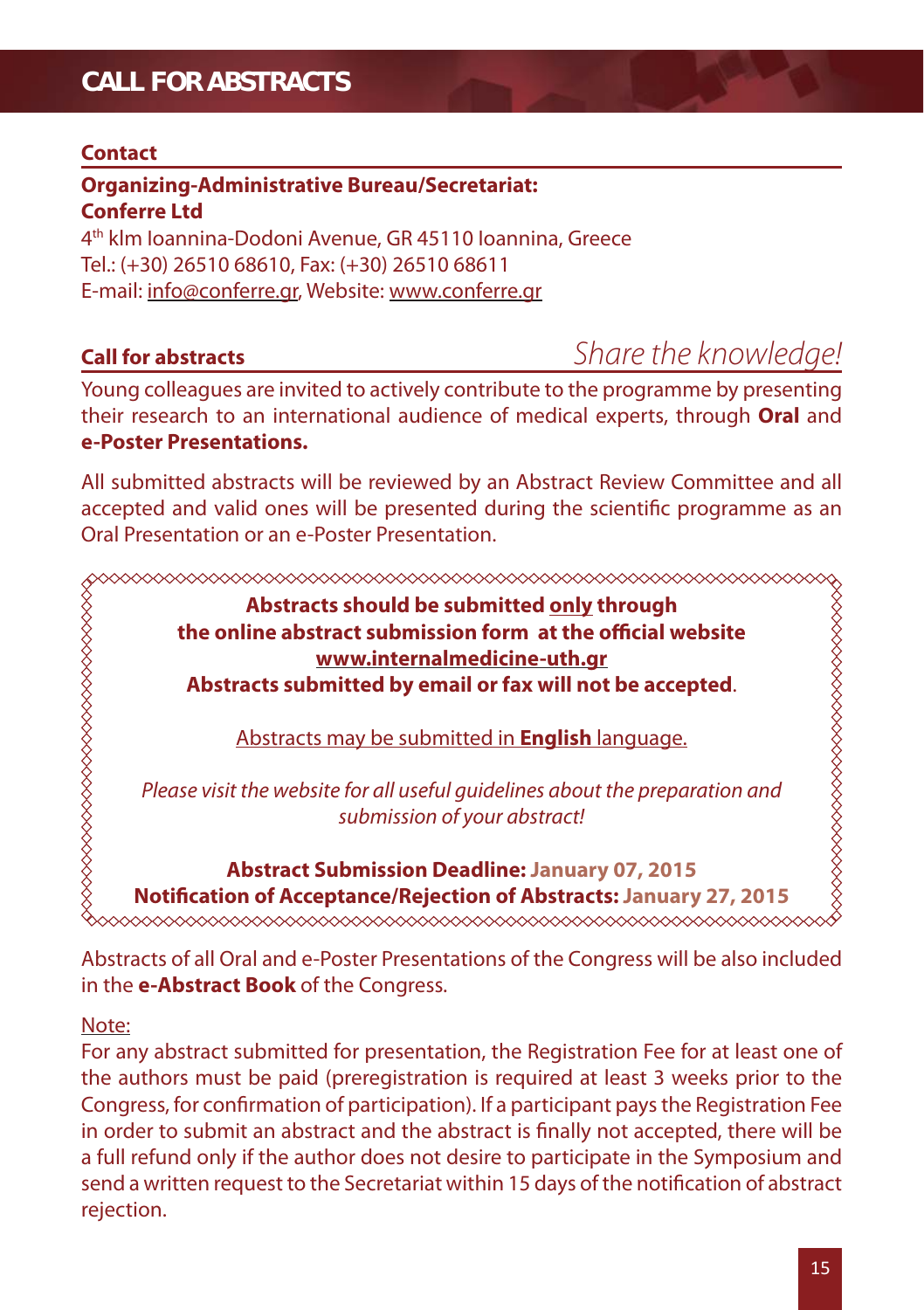# CALL FOR ABSTRACTS

## Contact

**Organizing-Administrative Bureau/Secretariat:**
**Conferre Ltd**
4th klm Ioannina-Dodoni Avenue, GR 45110 Ioannina, Greece
Tel.: (+30) 26510 68610, Fax: (+30) 26510 68611
E-mail: info@conferre.gr, Website: www.conferre.gr

## Call for abstracts

*Share the knowledge!*

Young colleagues are invited to actively contribute to the programme by presenting their research to an international audience of medical experts, through **Oral** and **e-Poster Presentations.**

All submitted abstracts will be reviewed by an Abstract Review Committee and all accepted and valid ones will be presented during the scientific programme as an Oral Presentation or an e-Poster Presentation.

**Abstracts should be submitted only through the online abstract submission form at the official website www.internalmedicine-uth.gr**
**Abstracts submitted by email or fax will not be accepted**.

Abstracts may be submitted in **English** language.

*Please visit the website for all useful guidelines about the preparation and submission of your abstract!*

**Abstract Submission Deadline: January 07, 2015**
**Notification of Acceptance/Rejection of Abstracts: January 27, 2015**

Abstracts of all Oral and e-Poster Presentations of the Congress will be also included in the **e-Abstract Book** of the Congress.

Note:
For any abstract submitted for presentation, the Registration Fee for at least one of the authors must be paid (preregistration is required at least 3 weeks prior to the Congress, for confirmation of participation). If a participant pays the Registration Fee in order to submit an abstract and the abstract is finally not accepted, there will be a full refund only if the author does not desire to participate in the Symposium and send a written request to the Secretariat within 15 days of the notification of abstract rejection.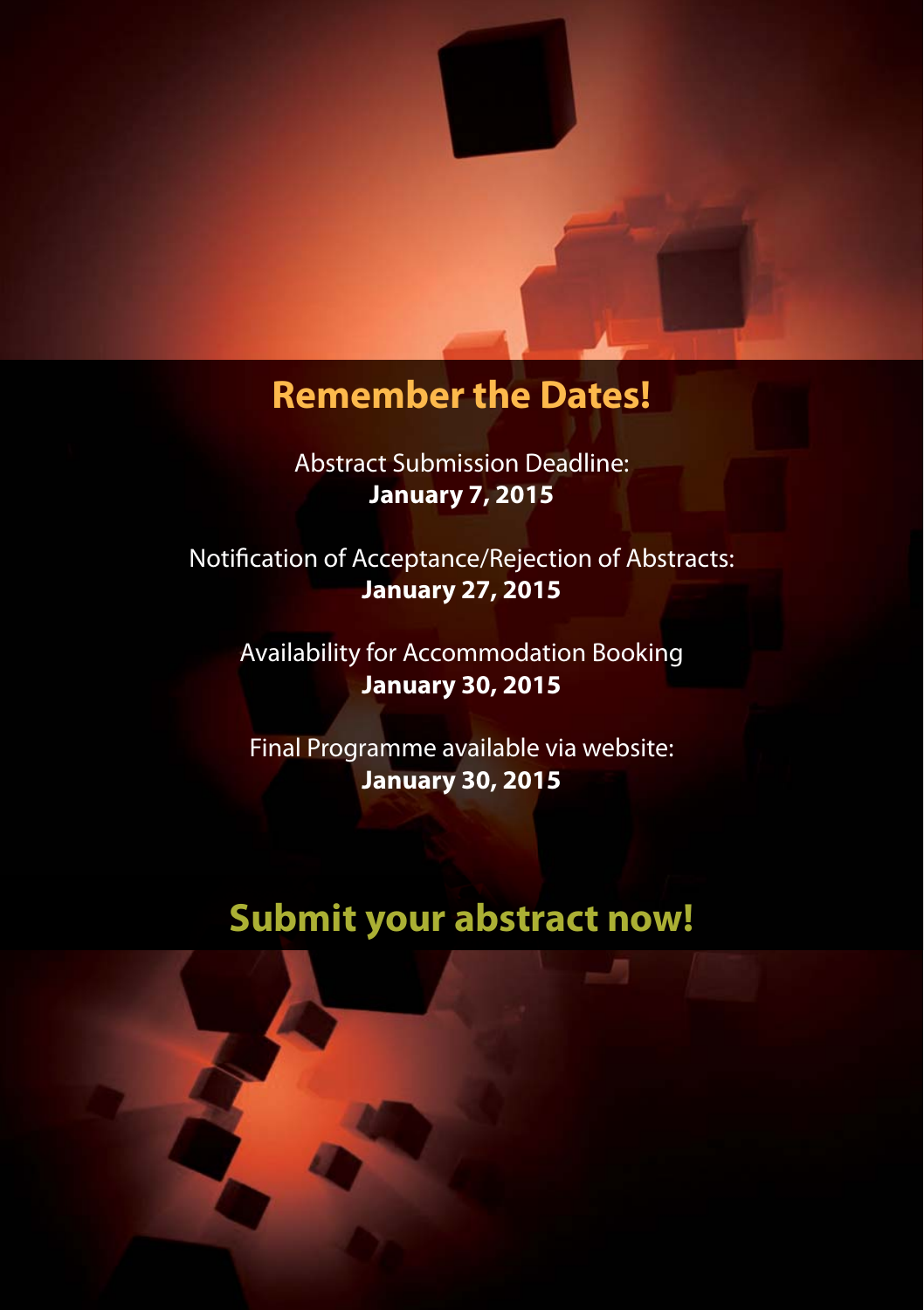## Remember the Dates!

Abstract Submission Deadline:
**January 7, 2015**

Notification of Acceptance/Rejection of Abstracts:
**January 27, 2015**

Availability for Accommodation Booking
**January 30, 2015**

Final Programme available via website:
**January 30, 2015**

## Submit your abstract now!